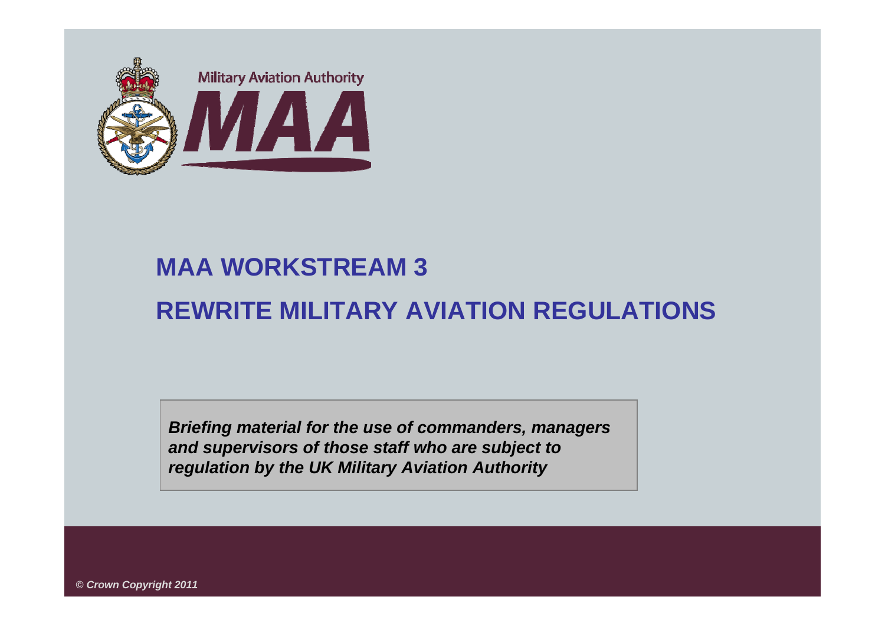Military Aviation Authority

MAA

# MAA WORKSTREAM 3

# REWRITE MILITARY AVIATION REGULATIONS

***Briefing material for the use of commanders, managers and supervisors of those staff who are subject to regulation by the UK Military Aviation Authority***

***© Crown Copyright 2011***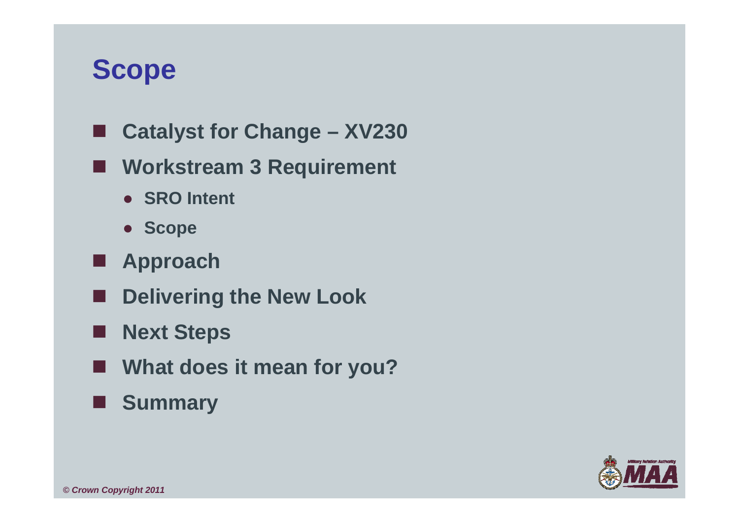# Scope

- **Catalyst for Change – XV230**
- **Workstream 3 Requirement**
  - **SRO Intent**
  - **Scope**
- **Approach**
- **Delivering the New Look**
- **Next Steps**
- **What does it mean for you?**
- **Summary**

*© Crown Copyright 2011*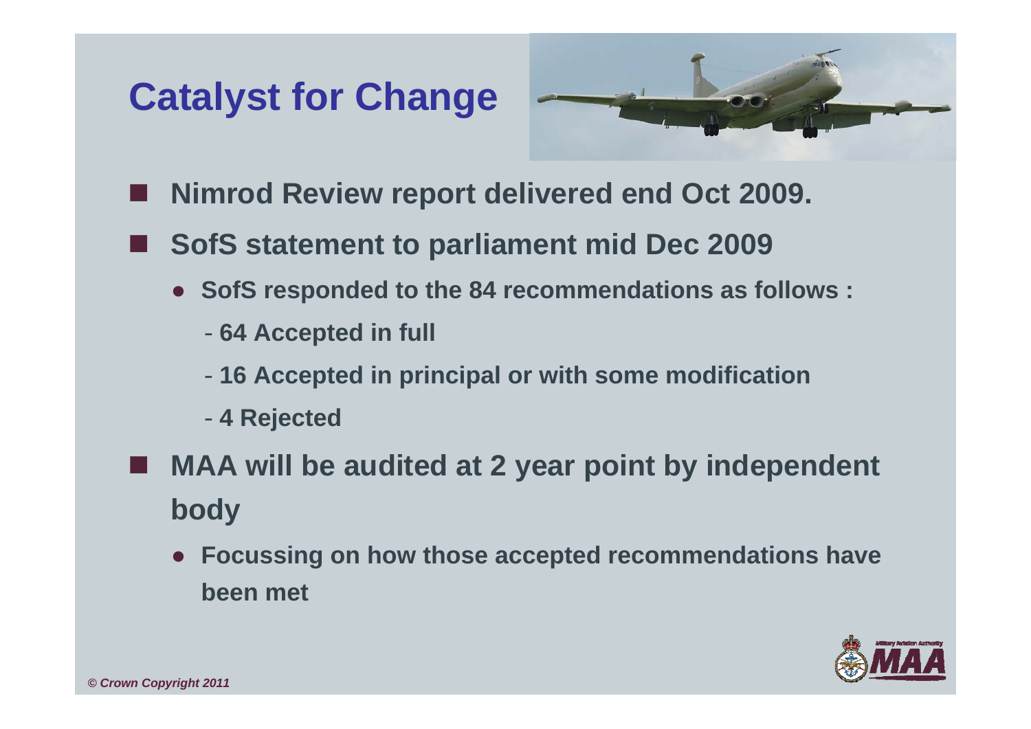# Catalyst for Change

- Nimrod Review report delivered end Oct 2009.
- SofS statement to parliament mid Dec 2009
  - SofS responded to the 84 recommendations as follows :
    - 64 Accepted in full
    - 16 Accepted in principal or with some modification
    - 4 Rejected
- MAA will be audited at 2 year point by independent body
  - Focussing on how those accepted recommendations have been met

*© Crown Copyright 2011*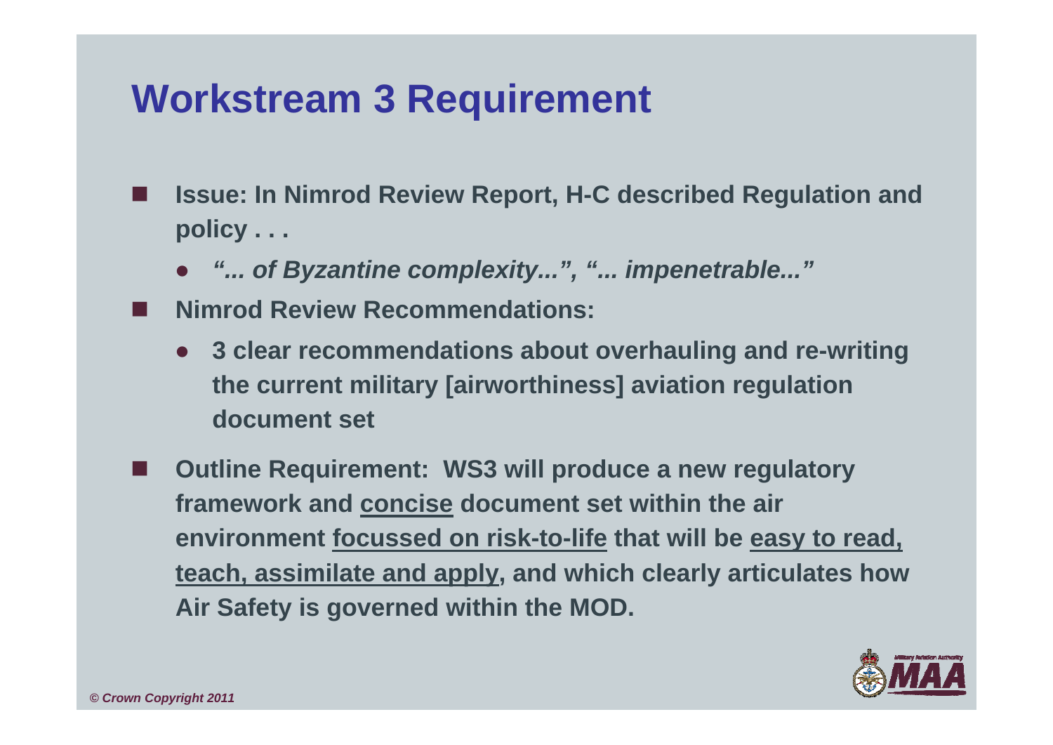# Workstream 3 Requirement

- **Issue: In Nimrod Review Report, H-C described Regulation and policy . . .**
  - ***"... of Byzantine complexity...", "... impenetrable..."***
- **Nimrod Review Recommendations:**
  - **3 clear recommendations about overhauling and re-writing the current military [airworthiness] aviation regulation document set**
- **Outline Requirement: WS3 will produce a new regulatory framework and <u>concise</u> document set within the air environment <u>focussed on risk-to-life</u> that will be <u>easy to read, teach, assimilate and apply</u>, and which clearly articulates how Air Safety is governed within the MOD.**

*© Crown Copyright 2011*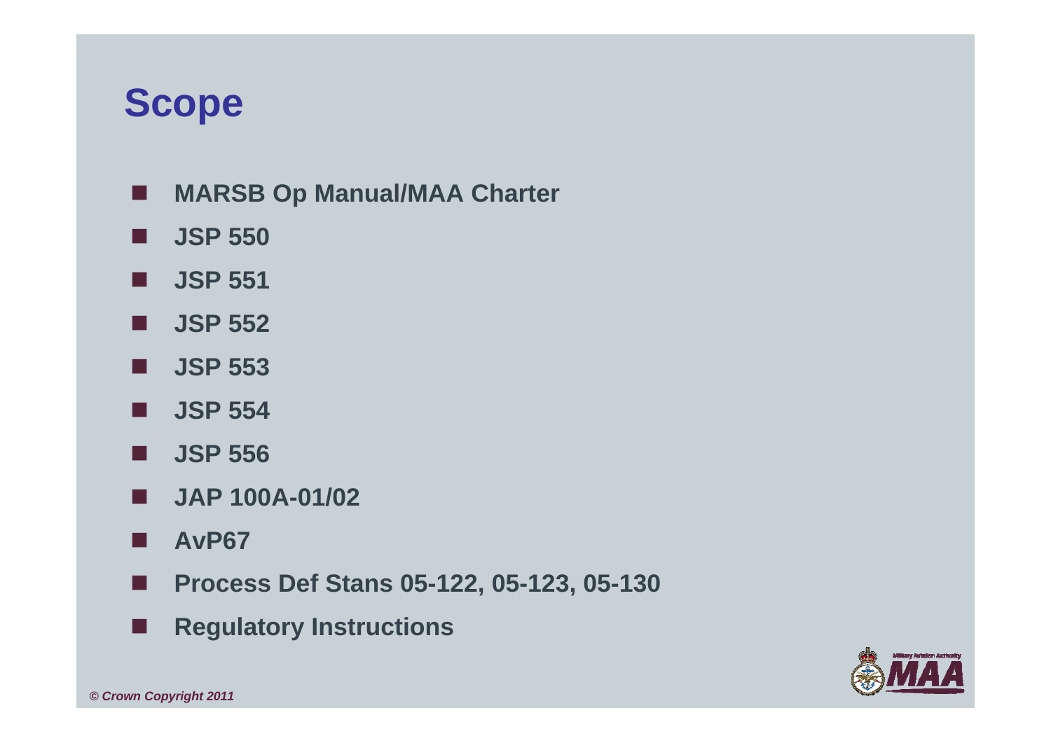# Scope

- **MARSB Op Manual/MAA Charter**
- **JSP 550**
- **JSP 551**
- **JSP 552**
- **JSP 553**
- **JSP 554**
- **JSP 556**
- **JAP 100A-01/02**
- **AvP67**
- **Process Def Stans 05-122, 05-123, 05-130**
- **Regulatory Instructions**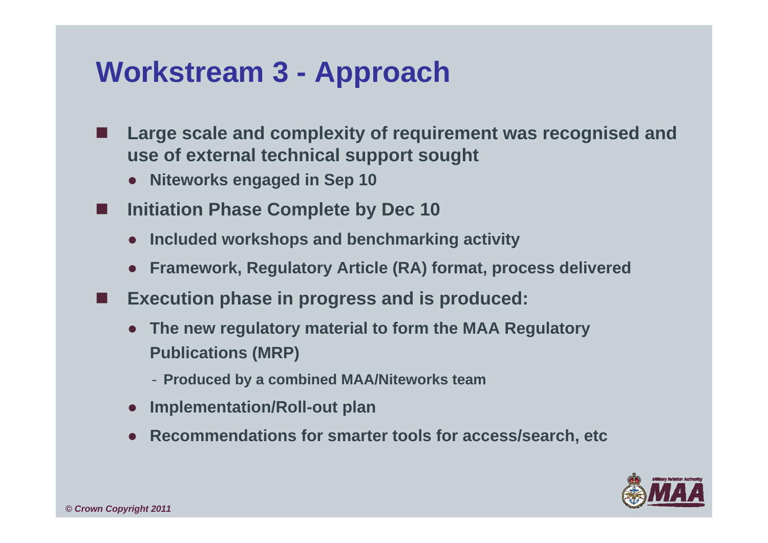# Workstream 3 - Approach

- **Large scale and complexity of requirement was recognised and use of external technical support sought**
  - **Niteworks engaged in Sep 10**
- **Initiation Phase Complete by Dec 10**
  - **Included workshops and benchmarking activity**
  - **Framework, Regulatory Article (RA) format, process delivered**
- **Execution phase in progress and is produced:**
  - **The new regulatory material to form the MAA Regulatory Publications (MRP)**
    - **Produced by a combined MAA/Niteworks team**
  - **Implementation/Roll-out plan**
  - **Recommendations for smarter tools for access/search, etc**

*© Crown Copyright 2011*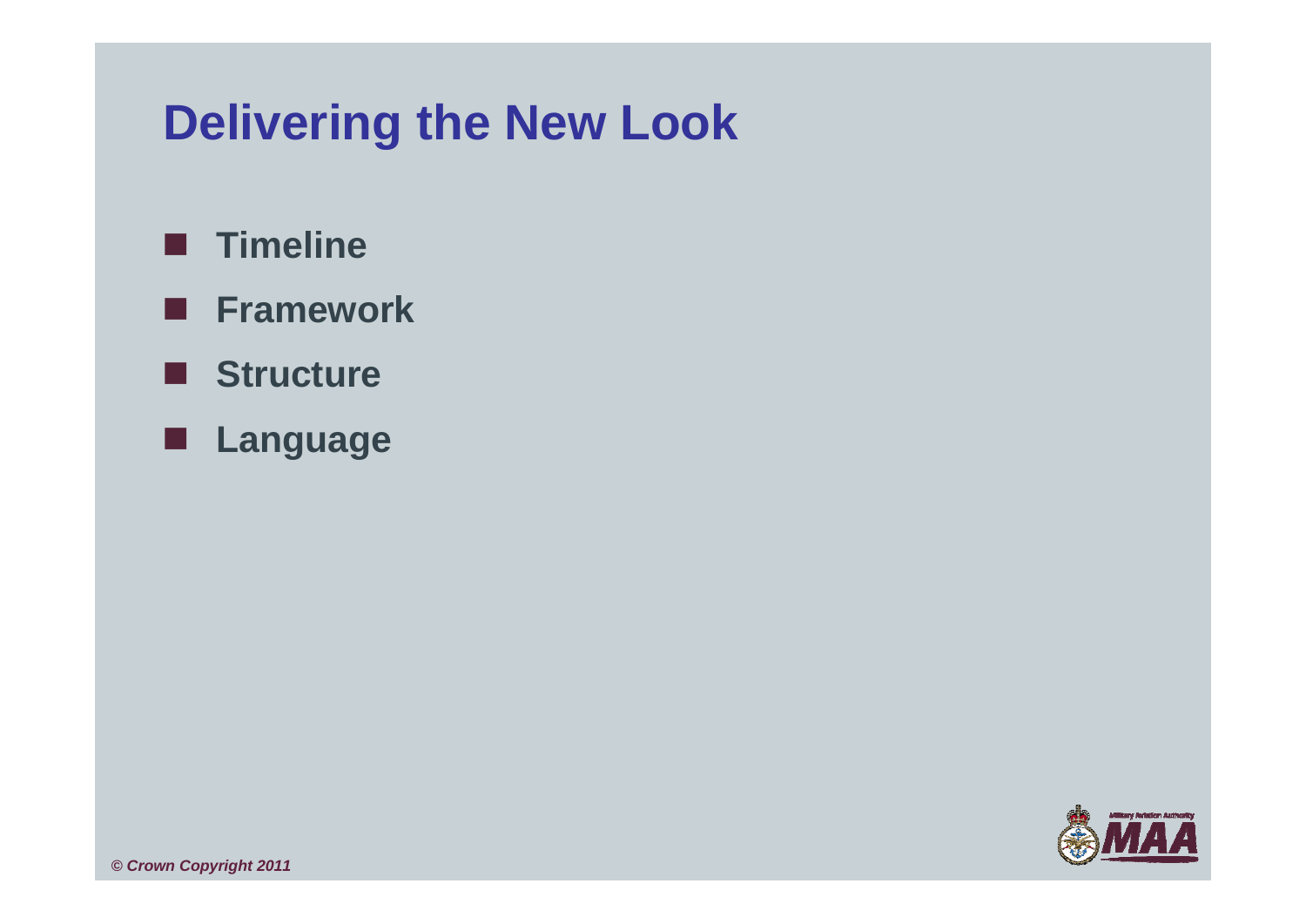# Delivering the New Look

- **Timeline**
- **Framework**
- **Structure**
- **Language**

*© Crown Copyright 2011*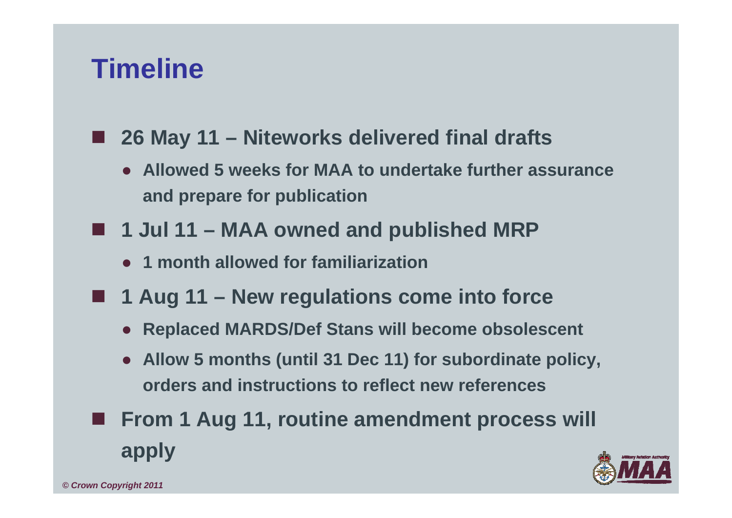# Timeline

- **26 May 11 – Niteworks delivered final drafts**
  - **Allowed 5 weeks for MAA to undertake further assurance and prepare for publication**
- **1 Jul 11 – MAA owned and published MRP**
  - **1 month allowed for familiarization**
- **1 Aug 11 – New regulations come into force**
  - **Replaced MARDS/Def Stans will become obsolescent**
  - **Allow 5 months (until 31 Dec 11) for subordinate policy, orders and instructions to reflect new references**
- **From 1 Aug 11, routine amendment process will apply**

*© Crown Copyright 2011*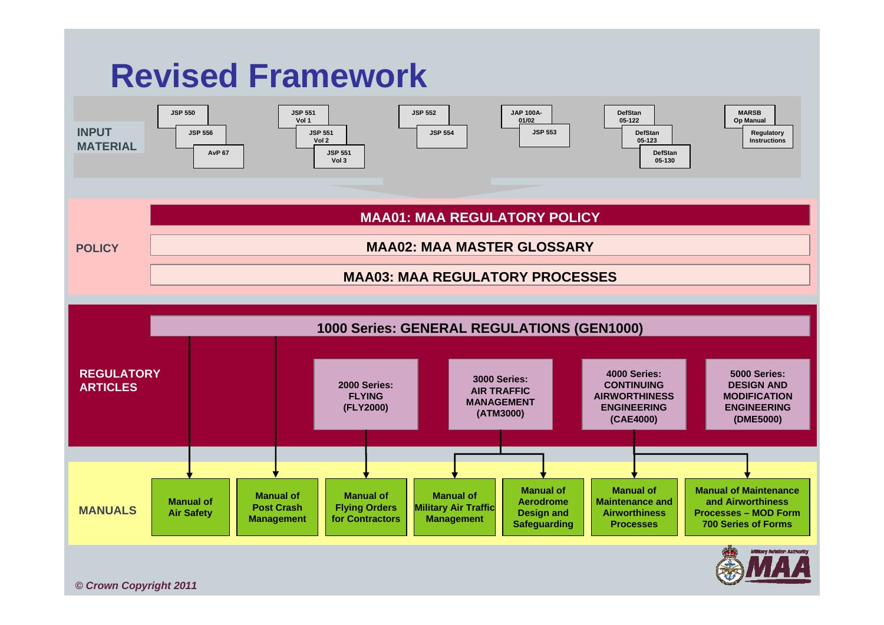# Revised Framework

**INPUT MATERIAL**

- JSP 550
- JSP 556
- AvP 67
- JSP 551 Vol 1
- JSP 551 Vol 2
- JSP 551 Vol 3
- JSP 552
- JSP 554
- JAP 100A-01/02
- JSP 553
- DefStan 05-122
- DefStan 05-123
- DefStan 05-130
- MARSB Op Manual
- Regulatory Instructions

**POLICY**

- **MAA01: MAA REGULATORY POLICY**
- **MAA02: MAA MASTER GLOSSARY**
- **MAA03: MAA REGULATORY PROCESSES**

**REGULATORY ARTICLES**

- **1000 Series: GENERAL REGULATIONS (GEN1000)**
- **2000 Series: FLYING (FLY2000)**
- **3000 Series: AIR TRAFFIC MANAGEMENT (ATM3000)**
- **4000 Series: CONTINUING AIRWORTHINESS ENGINEERING (CAE4000)**
- **5000 Series: DESIGN AND MODIFICATION ENGINEERING (DME5000)**

**MANUALS**

- **Manual of Air Safety**
- **Manual of Post Crash Management**
- **Manual of Flying Orders for Contractors**
- **Manual of Military Air Traffic Management**
- **Manual of Aerodrome Design and Safeguarding**
- **Manual of Maintenance and Airworthiness Processes**
- **Manual of Maintenance and Airworthiness Processes – MOD Form 700 Series of Forms**

*© Crown Copyright 2011*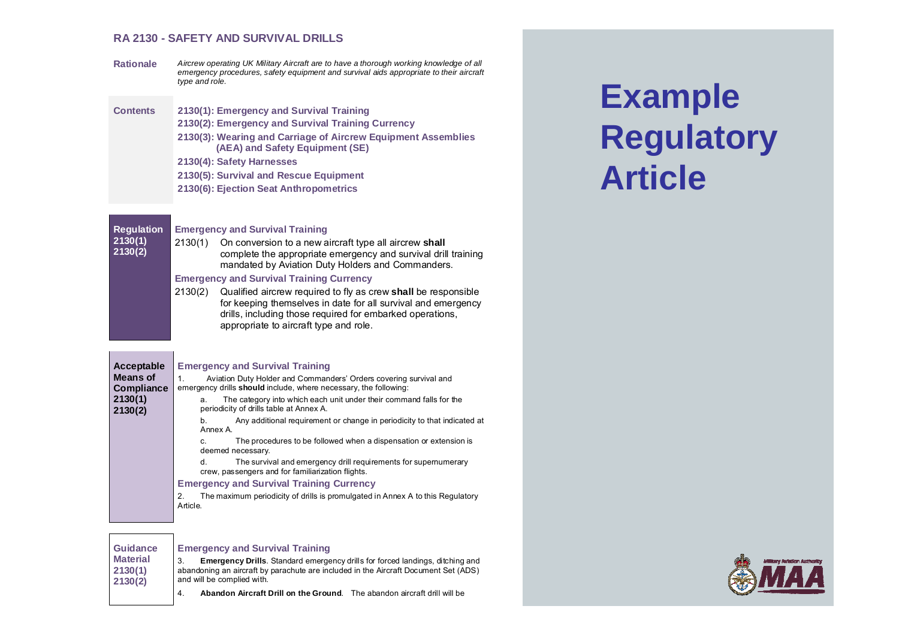# RA 2130 - SAFETY AND SURVIVAL DRILLS

**Rationale**

*Aircrew operating UK Military Aircraft are to have a thorough working knowledge of all emergency procedures, safety equipment and survival aids appropriate to their aircraft type and role.*

**Contents**

**2130(1): Emergency and Survival Training**
**2130(2): Emergency and Survival Training Currency**
**2130(3): Wearing and Carriage of Aircrew Equipment Assemblies (AEA) and Safety Equipment (SE)**
**2130(4): Safety Harnesses**
**2130(5): Survival and Rescue Equipment**
**2130(6): Ejection Seat Anthropometrics**

**Regulation 2130(1) 2130(2)**

### Emergency and Survival Training

2130(1) On conversion to a new aircraft type all aircrew **shall** complete the appropriate emergency and survival drill training mandated by Aviation Duty Holders and Commanders.

### Emergency and Survival Training Currency

2130(2) Qualified aircrew required to fly as crew **shall** be responsible for keeping themselves in date for all survival and emergency drills, including those required for embarked operations, appropriate to aircraft type and role.

**Acceptable Means of Compliance 2130(1) 2130(2)**

### Emergency and Survival Training

1. Aviation Duty Holder and Commanders' Orders covering survival and emergency drills **should** include, where necessary, the following:

   a. The category into which each unit under their command falls for the periodicity of drills table at Annex A.

   b. Any additional requirement or change in periodicity to that indicated at Annex A.

   c. The procedures to be followed when a dispensation or extension is deemed necessary.

   d. The survival and emergency drill requirements for supernumerary crew, passengers and for familiarization flights.

### Emergency and Survival Training Currency

2. The maximum periodicity of drills is promulgated in Annex A to this Regulatory Article.

**Guidance Material 2130(1) 2130(2)**

### Emergency and Survival Training

3. **Emergency Drills**. Standard emergency drills for forced landings, ditching and abandoning an aircraft by parachute are included in the Aircraft Document Set (ADS) and will be complied with.

4. **Abandon Aircraft Drill on the Ground**. The abandon aircraft drill will be

# Example Regulatory Article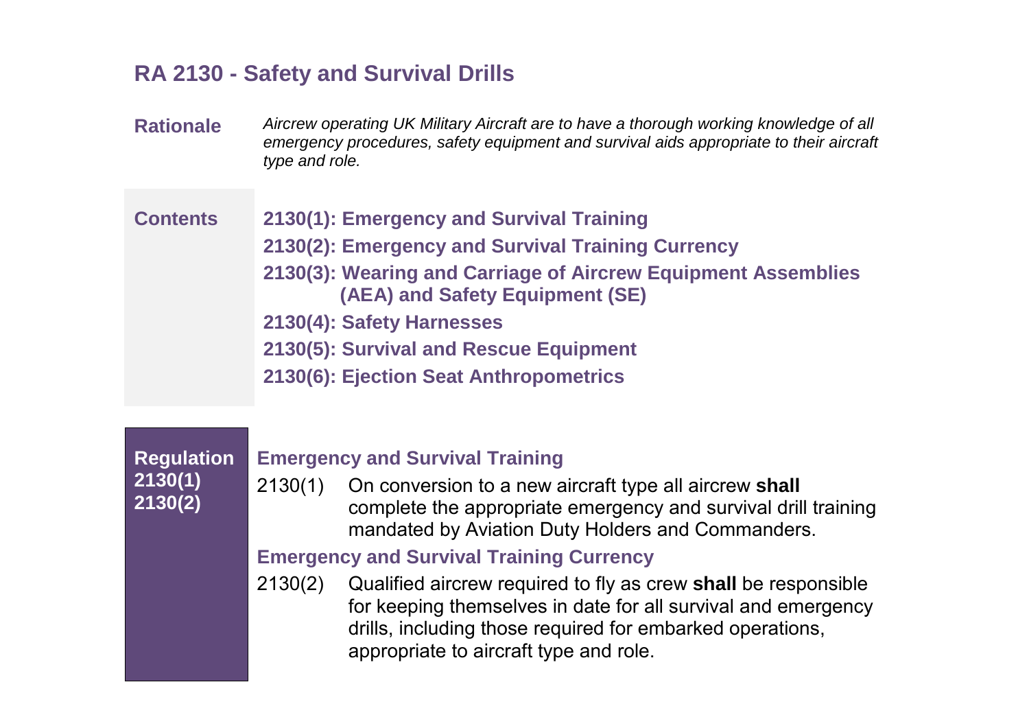# RA 2130 - Safety and Survival Drills

**Rationale**

*Aircrew operating UK Military Aircraft are to have a thorough working knowledge of all emergency procedures, safety equipment and survival aids appropriate to their aircraft type and role.*

**Contents**

**2130(1): Emergency and Survival Training**

**2130(2): Emergency and Survival Training Currency**

**2130(3): Wearing and Carriage of Aircrew Equipment Assemblies (AEA) and Safety Equipment (SE)**

**2130(4): Safety Harnesses**

**2130(5): Survival and Rescue Equipment**

**2130(6): Ejection Seat Anthropometrics**

**Regulation 2130(1) 2130(2)**

### Emergency and Survival Training

2130(1) On conversion to a new aircraft type all aircrew **shall** complete the appropriate emergency and survival drill training mandated by Aviation Duty Holders and Commanders.

### Emergency and Survival Training Currency

2130(2) Qualified aircrew required to fly as crew **shall** be responsible for keeping themselves in date for all survival and emergency drills, including those required for embarked operations, appropriate to aircraft type and role.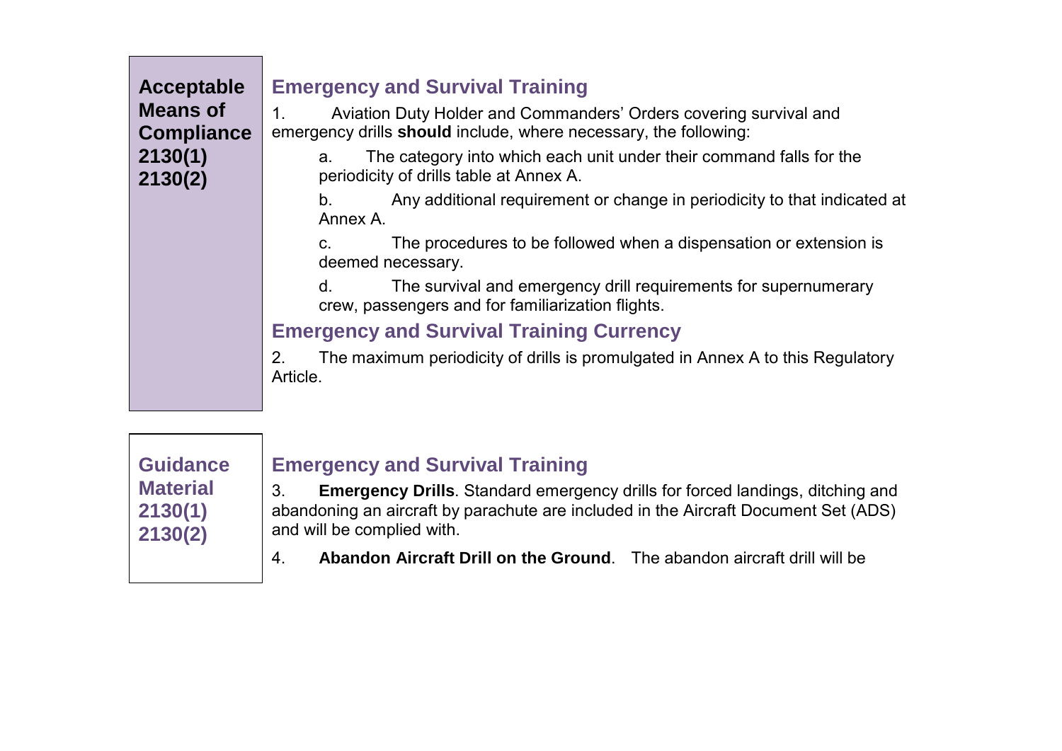**Acceptable Means of Compliance 2130(1) 2130(2)**

## Emergency and Survival Training

1. Aviation Duty Holder and Commanders' Orders covering survival and emergency drills **should** include, where necessary, the following:

   a. The category into which each unit under their command falls for the periodicity of drills table at Annex A.

   b. Any additional requirement or change in periodicity to that indicated at Annex A.

   c. The procedures to be followed when a dispensation or extension is deemed necessary.

   d. The survival and emergency drill requirements for supernumerary crew, passengers and for familiarization flights.

## Emergency and Survival Training Currency

2. The maximum periodicity of drills is promulgated in Annex A to this Regulatory Article.

**Guidance Material 2130(1) 2130(2)**

## Emergency and Survival Training

3. **Emergency Drills**. Standard emergency drills for forced landings, ditching and abandoning an aircraft by parachute are included in the Aircraft Document Set (ADS) and will be complied with.

4. **Abandon Aircraft Drill on the Ground**. The abandon aircraft drill will be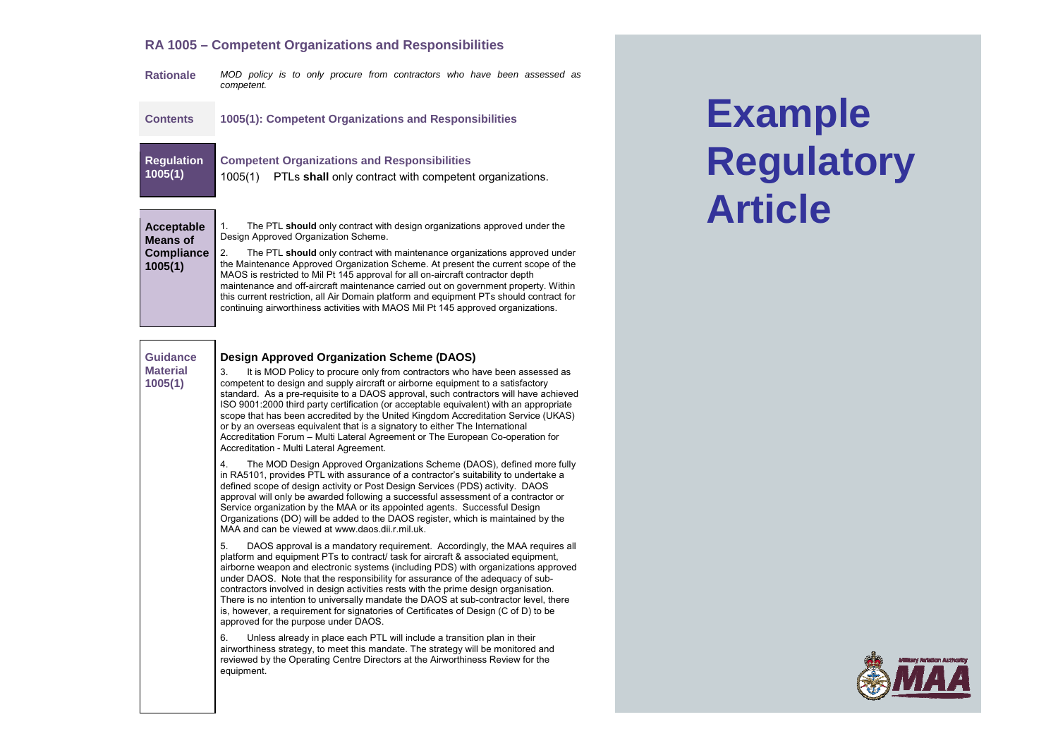## RA 1005 – Competent Organizations and Responsibilities

**Rationale** *MOD policy is to only procure from contractors who have been assessed as competent.*

**Contents** **1005(1): Competent Organizations and Responsibilities**

**Regulation 1005(1)**

**Competent Organizations and Responsibilities**

1005(1) PTLs **shall** only contract with competent organizations.

**Acceptable Means of Compliance 1005(1)**

1. The PTL **should** only contract with design organizations approved under the Design Approved Organization Scheme.

2. The PTL **should** only contract with maintenance organizations approved under the Maintenance Approved Organization Scheme. At present the current scope of the MAOS is restricted to Mil Pt 145 approval for all on-aircraft contractor depth maintenance and off-aircraft maintenance carried out on government property. Within this current restriction, all Air Domain platform and equipment PTs should contract for continuing airworthiness activities with MAOS Mil Pt 145 approved organizations.

**Guidance Material 1005(1)**

### Design Approved Organization Scheme (DAOS)

3. It is MOD Policy to procure only from contractors who have been assessed as competent to design and supply aircraft or airborne equipment to a satisfactory standard. As a pre-requisite to a DAOS approval, such contractors will have achieved ISO 9001:2000 third party certification (or acceptable equivalent) with an appropriate scope that has been accredited by the United Kingdom Accreditation Service (UKAS) or by an overseas equivalent that is a signatory to either The International Accreditation Forum – Multi Lateral Agreement or The European Co-operation for Accreditation - Multi Lateral Agreement.

4. The MOD Design Approved Organizations Scheme (DAOS), defined more fully in RA5101, provides PTL with assurance of a contractor's suitability to undertake a defined scope of design activity or Post Design Services (PDS) activity. DAOS approval will only be awarded following a successful assessment of a contractor or Service organization by the MAA or its appointed agents. Successful Design Organizations (DO) will be added to the DAOS register, which is maintained by the MAA and can be viewed at www.daos.dii.r.mil.uk.

5. DAOS approval is a mandatory requirement. Accordingly, the MAA requires all platform and equipment PTs to contract/ task for aircraft & associated equipment, airborne weapon and electronic systems (including PDS) with organizations approved under DAOS. Note that the responsibility for assurance of the adequacy of sub-contractors involved in design activities rests with the prime design organisation. There is no intention to universally mandate the DAOS at sub-contractor level, there is, however, a requirement for signatories of Certificates of Design (C of D) to be approved for the purpose under DAOS.

6. Unless already in place each PTL will include a transition plan in their airworthiness strategy, to meet this mandate. The strategy will be monitored and reviewed by the Operating Centre Directors at the Airworthiness Review for the equipment.

# Example Regulatory Article

Military Aviation Authority MAA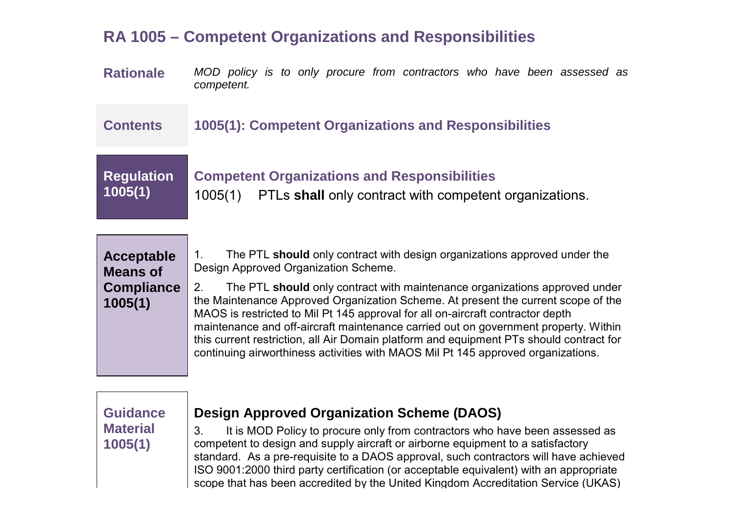# RA 1005 – Competent Organizations and Responsibilities

**Rationale**

*MOD policy is to only procure from contractors who have been assessed as competent.*

**Contents**

**1005(1): Competent Organizations and Responsibilities**

## Regulation 1005(1)

**Competent Organizations and Responsibilities**

1005(1) PTLs **shall** only contract with competent organizations.

## Acceptable Means of Compliance 1005(1)

1. The PTL **should** only contract with design organizations approved under the Design Approved Organization Scheme.

2. The PTL **should** only contract with maintenance organizations approved under the Maintenance Approved Organization Scheme. At present the current scope of the MAOS is restricted to Mil Pt 145 approval for all on-aircraft contractor depth maintenance and off-aircraft maintenance carried out on government property. Within this current restriction, all Air Domain platform and equipment PTs should contract for continuing airworthiness activities with MAOS Mil Pt 145 approved organizations.

## Guidance Material 1005(1)

### Design Approved Organization Scheme (DAOS)

3. It is MOD Policy to procure only from contractors who have been assessed as competent to design and supply aircraft or airborne equipment to a satisfactory standard. As a pre-requisite to a DAOS approval, such contractors will have achieved ISO 9001:2000 third party certification (or acceptable equivalent) with an appropriate scope that has been accredited by the United Kingdom Accreditation Service (UKAS)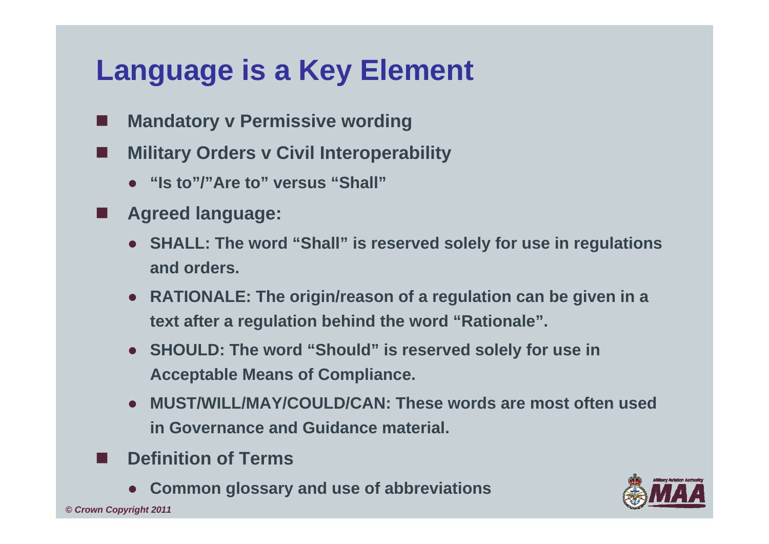# Language is a Key Element

- **Mandatory v Permissive wording**
- **Military Orders v Civil Interoperability**
  - **"Is to"/"Are to" versus "Shall"**
- **Agreed language:**
  - **SHALL: The word "Shall" is reserved solely for use in regulations and orders.**
  - **RATIONALE: The origin/reason of a regulation can be given in a text after a regulation behind the word "Rationale".**
  - **SHOULD: The word "Should" is reserved solely for use in Acceptable Means of Compliance.**
  - **MUST/WILL/MAY/COULD/CAN: These words are most often used in Governance and Guidance material.**
- **Definition of Terms**
  - **Common glossary and use of abbreviations**

*© Crown Copyright 2011*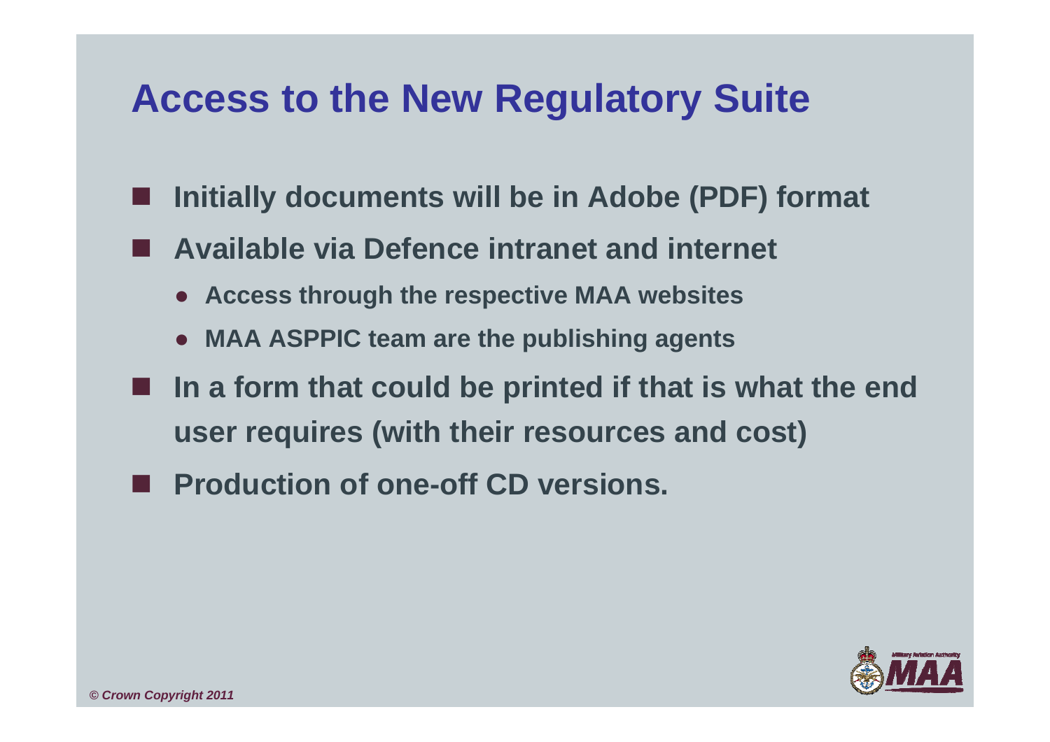# Access to the New Regulatory Suite

- Initially documents will be in Adobe (PDF) format
- Available via Defence intranet and internet
  - Access through the respective MAA websites
  - MAA ASPPIC team are the publishing agents
- In a form that could be printed if that is what the end user requires (with their resources and cost)
- Production of one-off CD versions.

*© Crown Copyright 2011*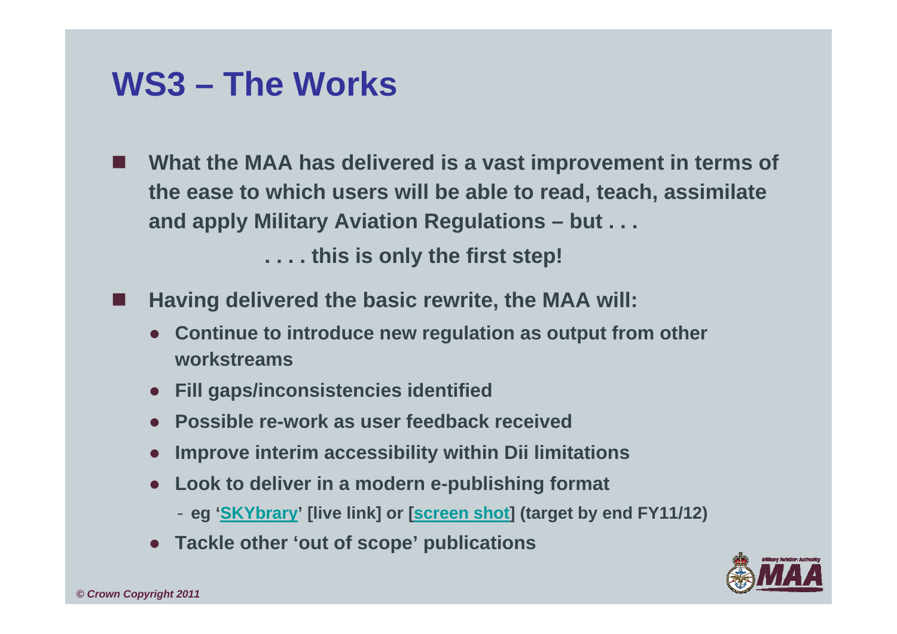# WS3 – The Works

- **What the MAA has delivered is a vast improvement in terms of the ease to which users will be able to read, teach, assimilate and apply Military Aviation Regulations – but . . .**

  **. . . . this is only the first step!**

- **Having delivered the basic rewrite, the MAA will:**
  - **Continue to introduce new regulation as output from other workstreams**
  - **Fill gaps/inconsistencies identified**
  - **Possible re-work as user feedback received**
  - **Improve interim accessibility within Dii limitations**
  - **Look to deliver in a modern e-publishing format**
    - **eg 'SKYbrary' [live link] or [screen shot] (target by end FY11/12)**
  - **Tackle other 'out of scope' publications**

*© Crown Copyright 2011*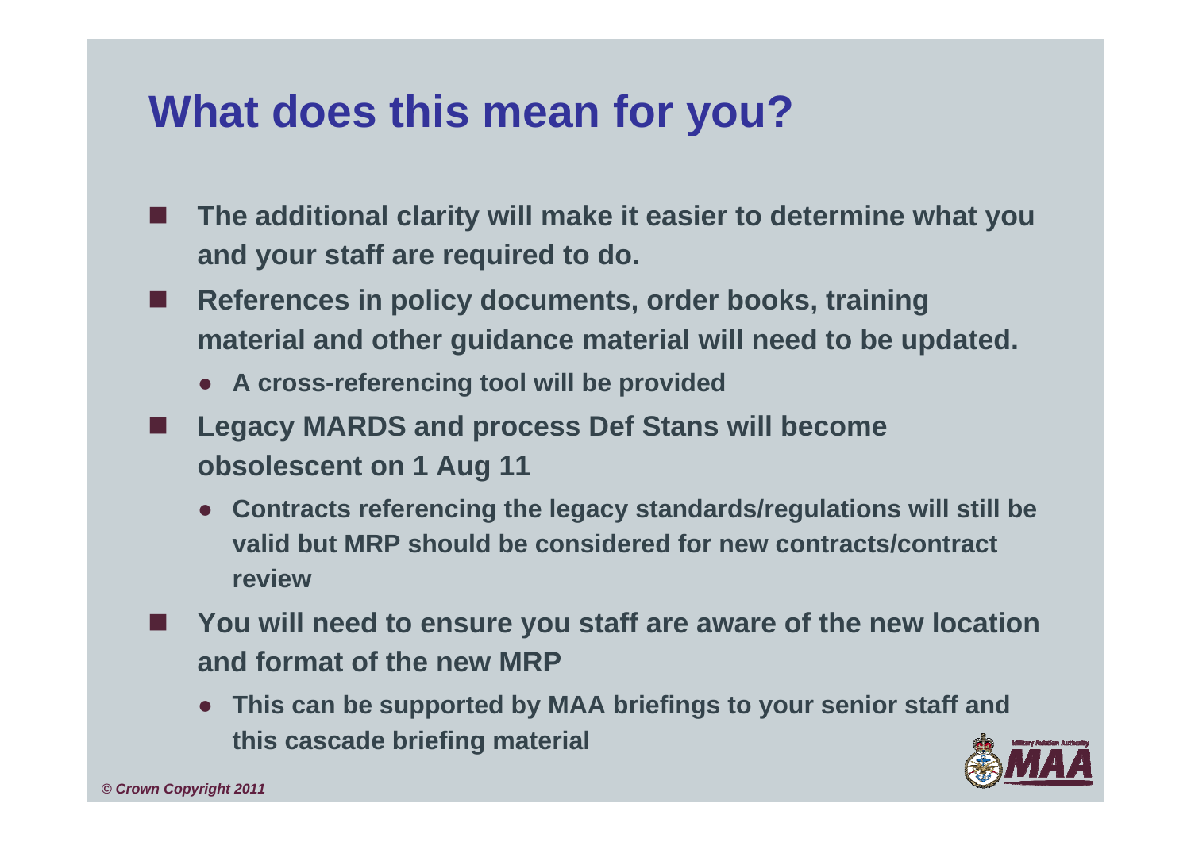# What does this mean for you?

- The additional clarity will make it easier to determine what you and your staff are required to do.
- References in policy documents, order books, training material and other guidance material will need to be updated.
  - A cross-referencing tool will be provided
- Legacy MARDS and process Def Stans will become obsolescent on 1 Aug 11
  - Contracts referencing the legacy standards/regulations will still be valid but MRP should be considered for new contracts/contract review
- You will need to ensure you staff are aware of the new location and format of the new MRP
  - This can be supported by MAA briefings to your senior staff and this cascade briefing material

*© Crown Copyright 2011*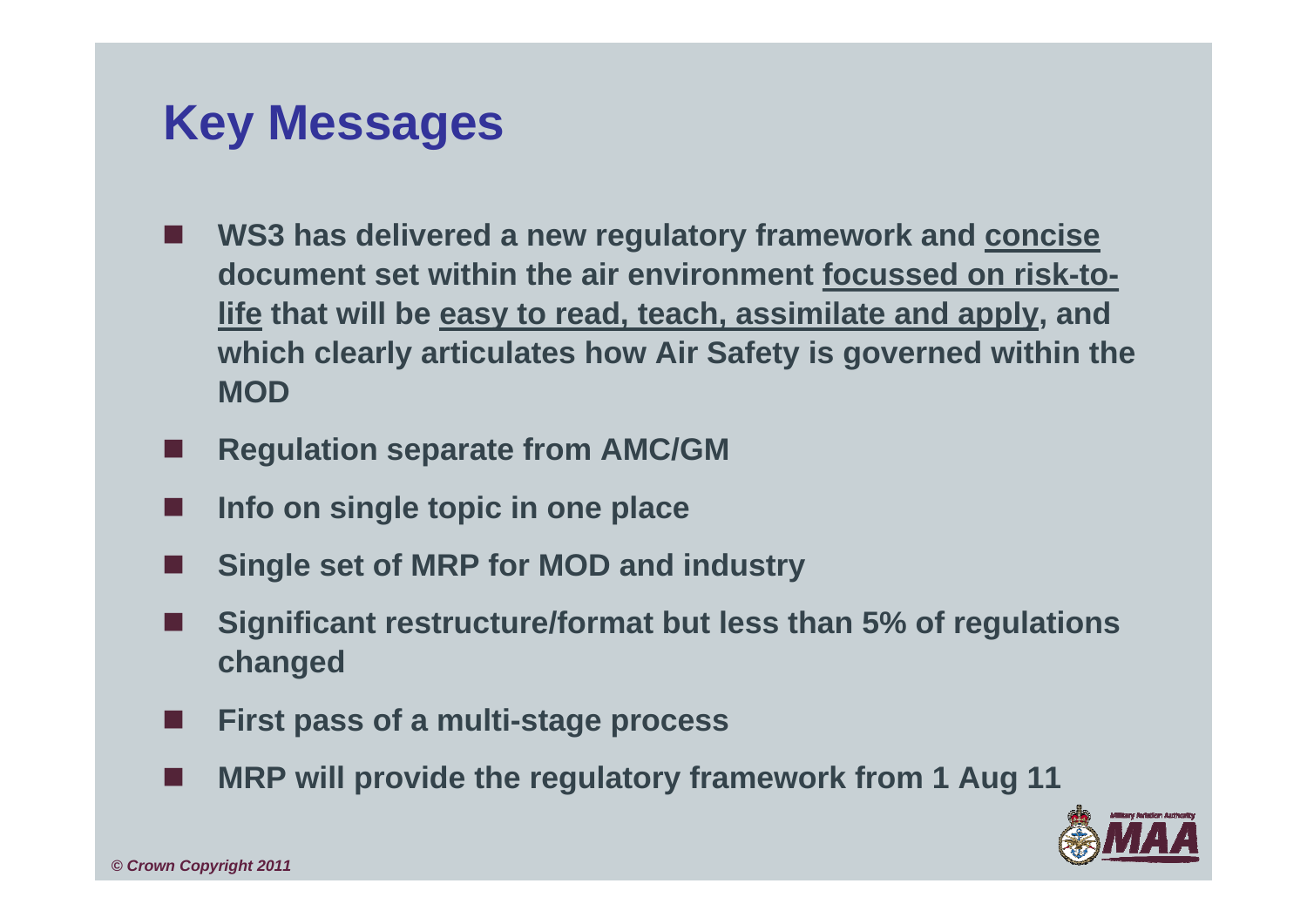# Key Messages

- **WS3 has delivered a new regulatory framework and <u>concise</u> document set within the air environment <u>focussed on risk-to-life</u> that will be <u>easy to read, teach, assimilate and apply</u>, and which clearly articulates how Air Safety is governed within the MOD**
- **Regulation separate from AMC/GM**
- **Info on single topic in one place**
- **Single set of MRP for MOD and industry**
- **Significant restructure/format but less than 5% of regulations changed**
- **First pass of a multi-stage process**
- **MRP will provide the regulatory framework from 1 Aug 11**

*© Crown Copyright 2011*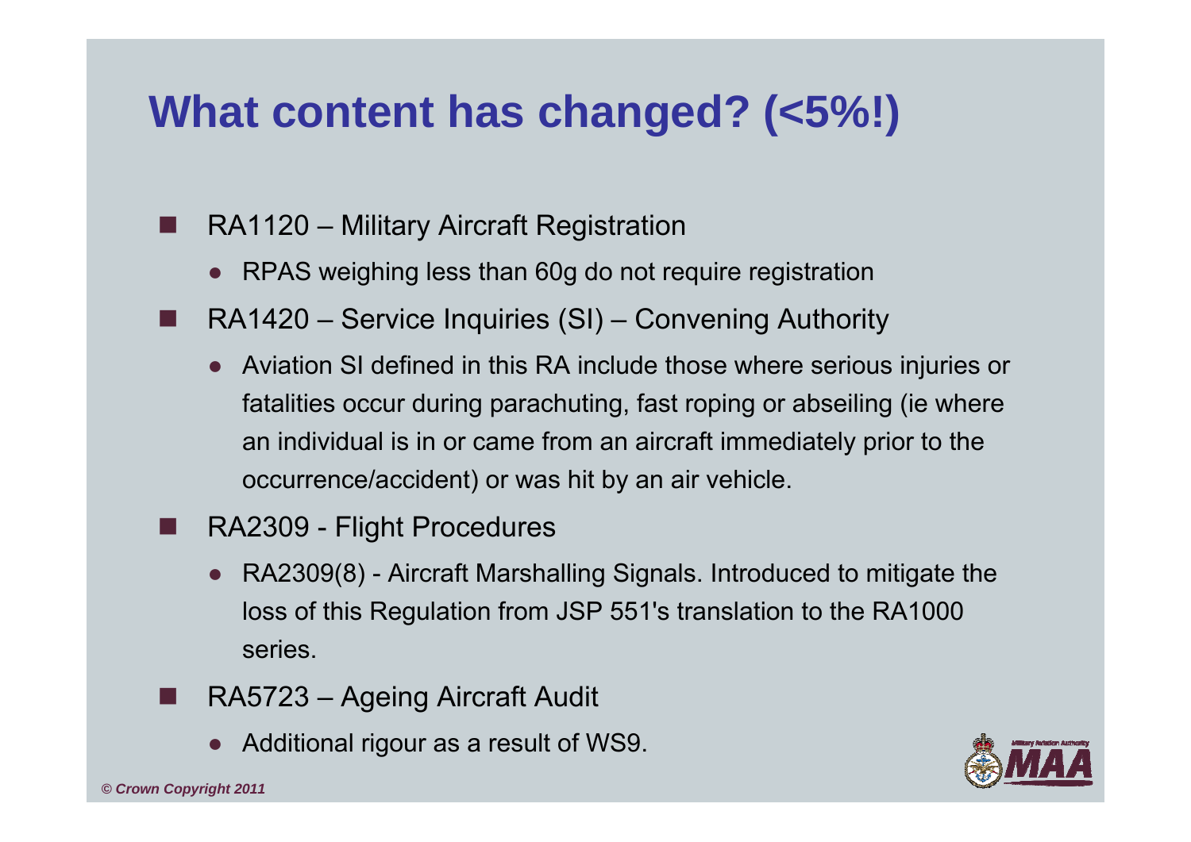# What content has changed? (<5%!)

- RA1120 – Military Aircraft Registration
  - RPAS weighing less than 60g do not require registration
- RA1420 – Service Inquiries (SI) – Convening Authority
  - Aviation SI defined in this RA include those where serious injuries or fatalities occur during parachuting, fast roping or abseiling (ie where an individual is in or came from an aircraft immediately prior to the occurrence/accident) or was hit by an air vehicle.
- RA2309 - Flight Procedures
  - RA2309(8) - Aircraft Marshalling Signals. Introduced to mitigate the loss of this Regulation from JSP 551's translation to the RA1000 series.
- RA5723 – Ageing Aircraft Audit
  - Additional rigour as a result of WS9.

*© Crown Copyright 2011*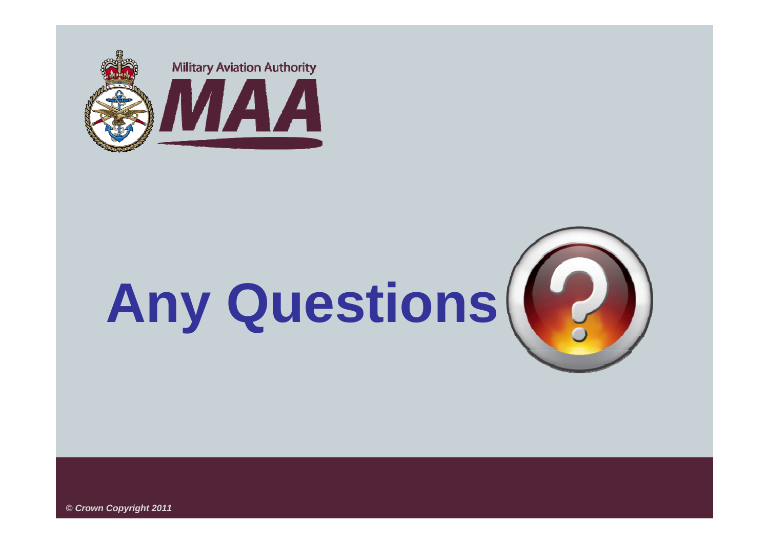Military Aviation Authority

MAA

# Any Questions

*© Crown Copyright 2011*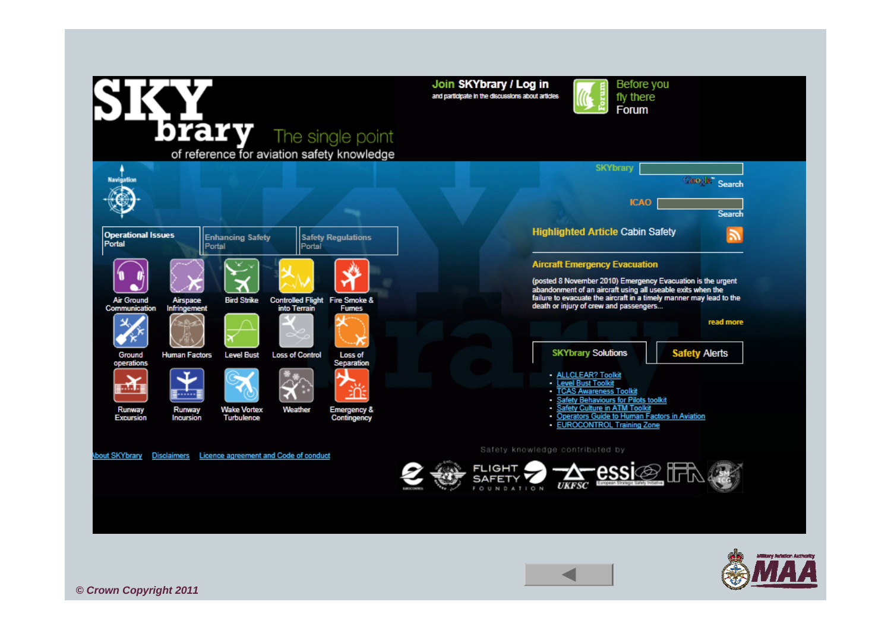# SKYbrary

The single point of reference for aviation safety knowledge

**Join SKYbrary / Log in**
and participate in the discussions about articles

Before you fly there
Forum

Navigation

SKYbrary Search

ICAO Search

| Operational Issues Portal | Enhancing Safety Portal | Safety Regulations Portal |
|---|---|---|

- Air Ground Communication
- Airspace Infringement
- Bird Strike
- Controlled Flight into Terrain
- Fire Smoke & Fumes
- Ground operations
- Human Factors
- Level Bust
- Loss of Control
- Loss of Separation
- Runway Excursion
- Runway Incursion
- Wake Vortex Turbulence
- Weather
- Emergency & Contingency

**Highlighted Article** Cabin Safety

### Aircraft Emergency Evacuation

(posted 8 November 2010) Emergency Evacuation is the urgent abandonment of an aircraft using all useable exits when the failure to evacuate the aircraft in a timely manner may lead to the death or injury of crew and passengers...

read more

| SKYbrary Solutions | Safety Alerts |
|---|---|

- ALLCLEAR? Toolkit
- Level Bust Toolkit
- TCAS Awareness Toolkit
- Safety Behaviours for Pilots toolkit
- Safety Culture in ATM Toolkit
- Operators Guide to Human Factors in Aviation
- EUROCONTROL Training Zone

About SKYbrary | Disclaimers | Licence agreement and Code of conduct

Safety knowledge contributed by

FLIGHT SAFETY FOUNDATION | UKFSC | essi European Strategic Safety Initiative | IFA

*© Crown Copyright 2011*

Military Aviation Authority MAA